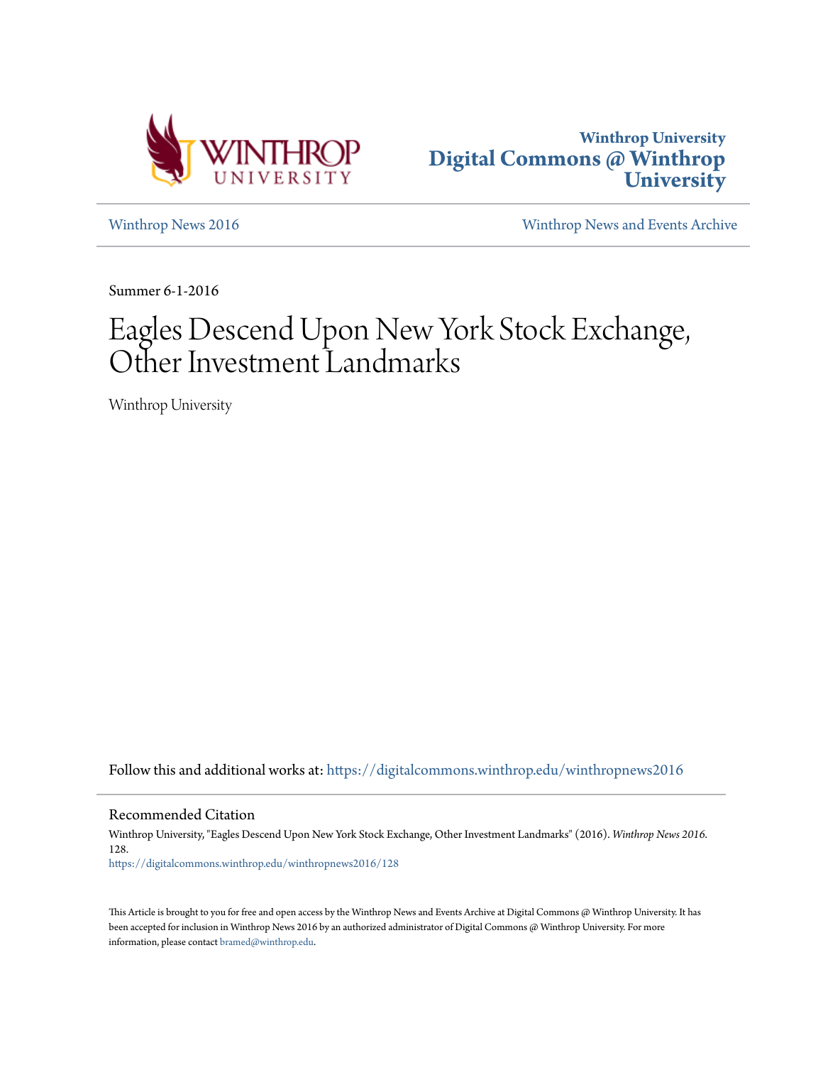Winthrop University
**Digital Commons @ Winthrop University**

Winthrop News 2016

Winthrop News and Events Archive

Summer 6-1-2016

# Eagles Descend Upon New York Stock Exchange, Other Investment Landmarks

Winthrop University

Follow this and additional works at: https://digitalcommons.winthrop.edu/winthropnews2016

## Recommended Citation

Winthrop University, "Eagles Descend Upon New York Stock Exchange, Other Investment Landmarks" (2016). *Winthrop News 2016*. 128.
https://digitalcommons.winthrop.edu/winthropnews2016/128

This Article is brought to you for free and open access by the Winthrop News and Events Archive at Digital Commons @ Winthrop University. It has been accepted for inclusion in Winthrop News 2016 by an authorized administrator of Digital Commons @ Winthrop University. For more information, please contact bramed@winthrop.edu.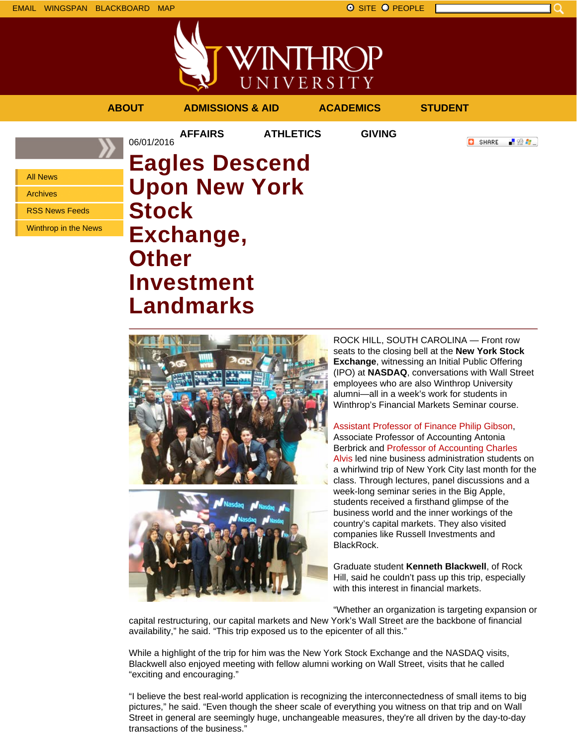06/01/2016

# Eagles Descend Upon New York Stock Exchange, Other Investment Landmarks

ROCK HILL, SOUTH CAROLINA — Front row seats to the closing bell at the **New York Stock Exchange**, witnessing an Initial Public Offering (IPO) at **NASDAQ**, conversations with Wall Street employees who are also Winthrop University alumni—all in a week's work for students in Winthrop's Financial Markets Seminar course.

Assistant Professor of Finance Philip Gibson, Associate Professor of Accounting Antonia Berbrick and Professor of Accounting Charles Alvis led nine business administration students on a whirlwind trip of New York City last month for the class. Through lectures, panel discussions and a week-long seminar series in the Big Apple, students received a firsthand glimpse of the business world and the inner workings of the country's capital markets. They also visited companies like Russell Investments and BlackRock.

Graduate student **Kenneth Blackwell**, of Rock Hill, said he couldn't pass up this trip, especially with this interest in financial markets.

"Whether an organization is targeting expansion or capital restructuring, our capital markets and New York's Wall Street are the backbone of financial availability," he said. "This trip exposed us to the epicenter of all this."

While a highlight of the trip for him was the New York Stock Exchange and the NASDAQ visits, Blackwell also enjoyed meeting with fellow alumni working on Wall Street, visits that he called "exciting and encouraging."

"I believe the best real-world application is recognizing the interconnectedness of small items to big pictures," he said. "Even though the sheer scale of everything you witness on that trip and on Wall Street in general are seemingly huge, unchangeable measures, they're all driven by the day-to-day transactions of the business."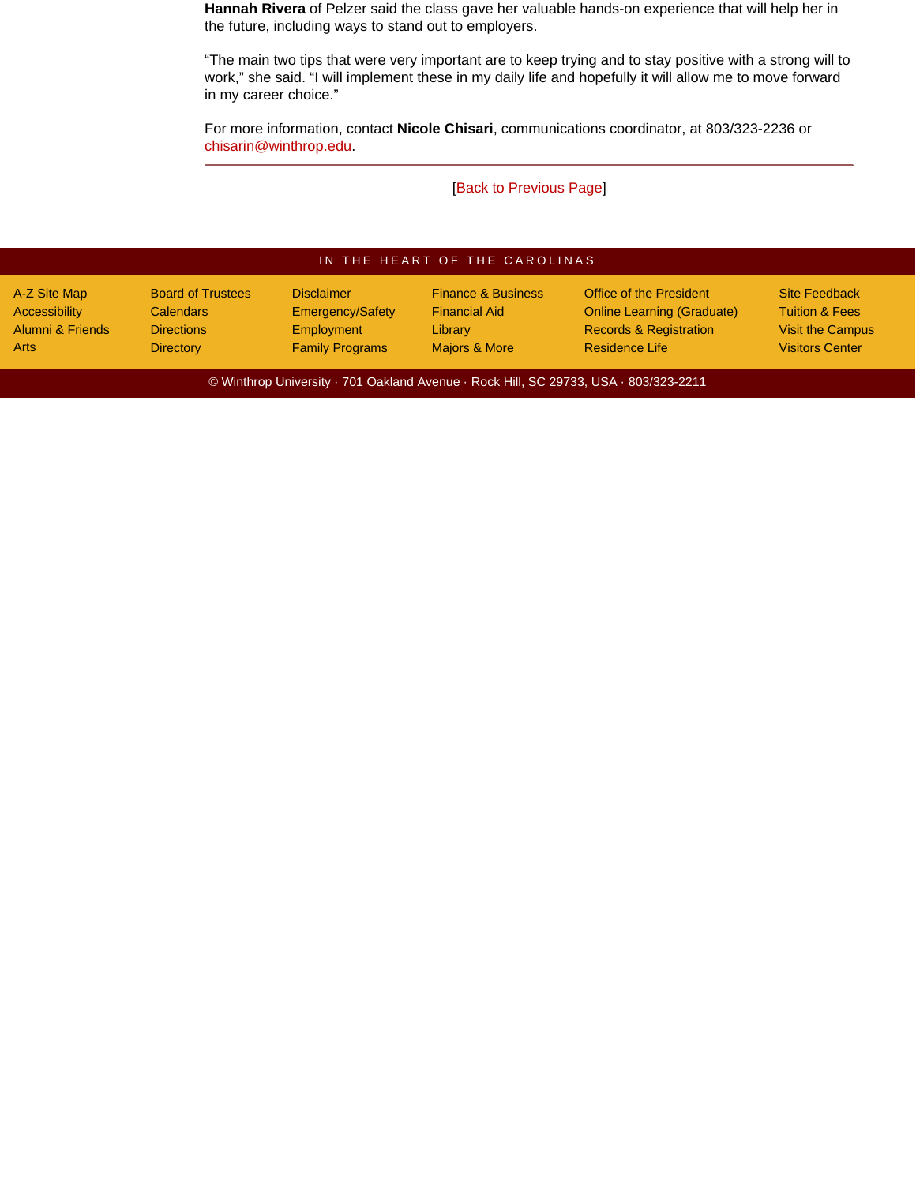**Hannah Rivera** of Pelzer said the class gave her valuable hands-on experience that will help her in the future, including ways to stand out to employers.

“The main two tips that were very important are to keep trying and to stay positive with a strong will to work,” she said. “I will implement these in my daily life and hopefully it will allow me to move forward in my career choice.”

For more information, contact **Nicole Chisari**, communications coordinator, at 803/323-2236 or chisarin@winthrop.edu.

---

[Back to Previous Page]

IN THE HEART OF THE CAROLINAS

A-Z Site Map
Accessibility
Alumni & Friends
Arts
Board of Trustees
Calendars
Directions
Directory
Disclaimer
Emergency/Safety
Employment
Family Programs
Finance & Business
Financial Aid
Library
Majors & More
Office of the President
Online Learning (Graduate)
Records & Registration
Residence Life
Site Feedback
Tuition & Fees
Visit the Campus
Visitors Center

© Winthrop University · 701 Oakland Avenue · Rock Hill, SC 29733, USA · 803/323-2211